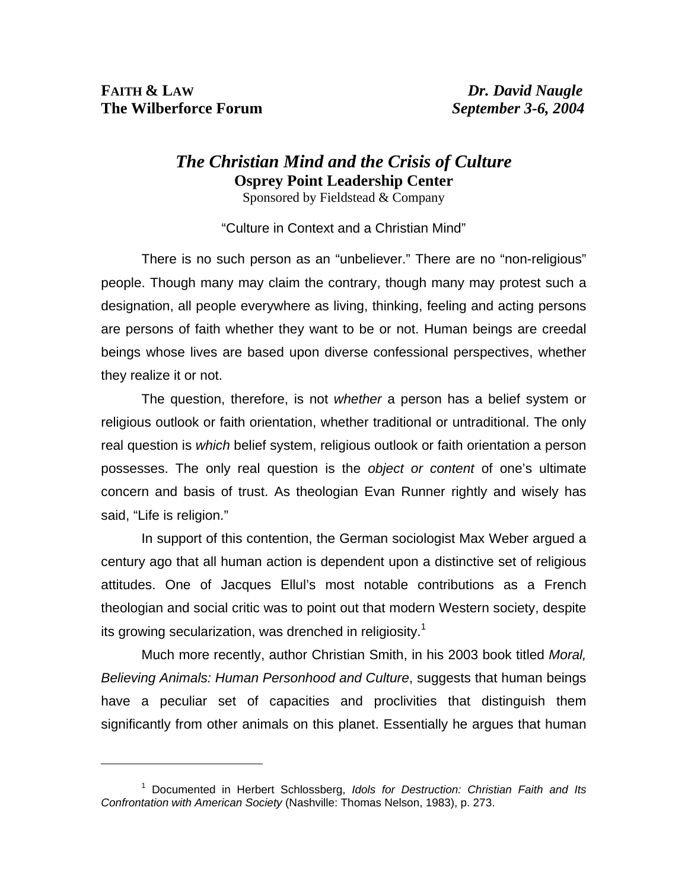**FAITH & LAW**
**The Wilberforce Forum**

***Dr. David Naugle***
***September 3-6, 2004***

# *The Christian Mind and the Crisis of Culture*

**Osprey Point Leadership Center**

Sponsored by Fieldstead & Company

"Culture in Context and a Christian Mind"

There is no such person as an "unbeliever." There are no "non-religious" people. Though many may claim the contrary, though many may protest such a designation, all people everywhere as living, thinking, feeling and acting persons are persons of faith whether they want to be or not. Human beings are creedal beings whose lives are based upon diverse confessional perspectives, whether they realize it or not.

The question, therefore, is not *whether* a person has a belief system or religious outlook or faith orientation, whether traditional or untraditional. The only real question is *which* belief system, religious outlook or faith orientation a person possesses. The only real question is the *object or content* of one's ultimate concern and basis of trust. As theologian Evan Runner rightly and wisely has said, "Life is religion."

In support of this contention, the German sociologist Max Weber argued a century ago that all human action is dependent upon a distinctive set of religious attitudes. One of Jacques Ellul's most notable contributions as a French theologian and social critic was to point out that modern Western society, despite its growing secularization, was drenched in religiosity.[1]

Much more recently, author Christian Smith, in his 2003 book titled *Moral, Believing Animals: Human Personhood and Culture*, suggests that human beings have a peculiar set of capacities and proclivities that distinguish them significantly from other animals on this planet. Essentially he argues that human

---

[1] Documented in Herbert Schlossberg, *Idols for Destruction: Christian Faith and Its Confrontation with American Society* (Nashville: Thomas Nelson, 1983), p. 273.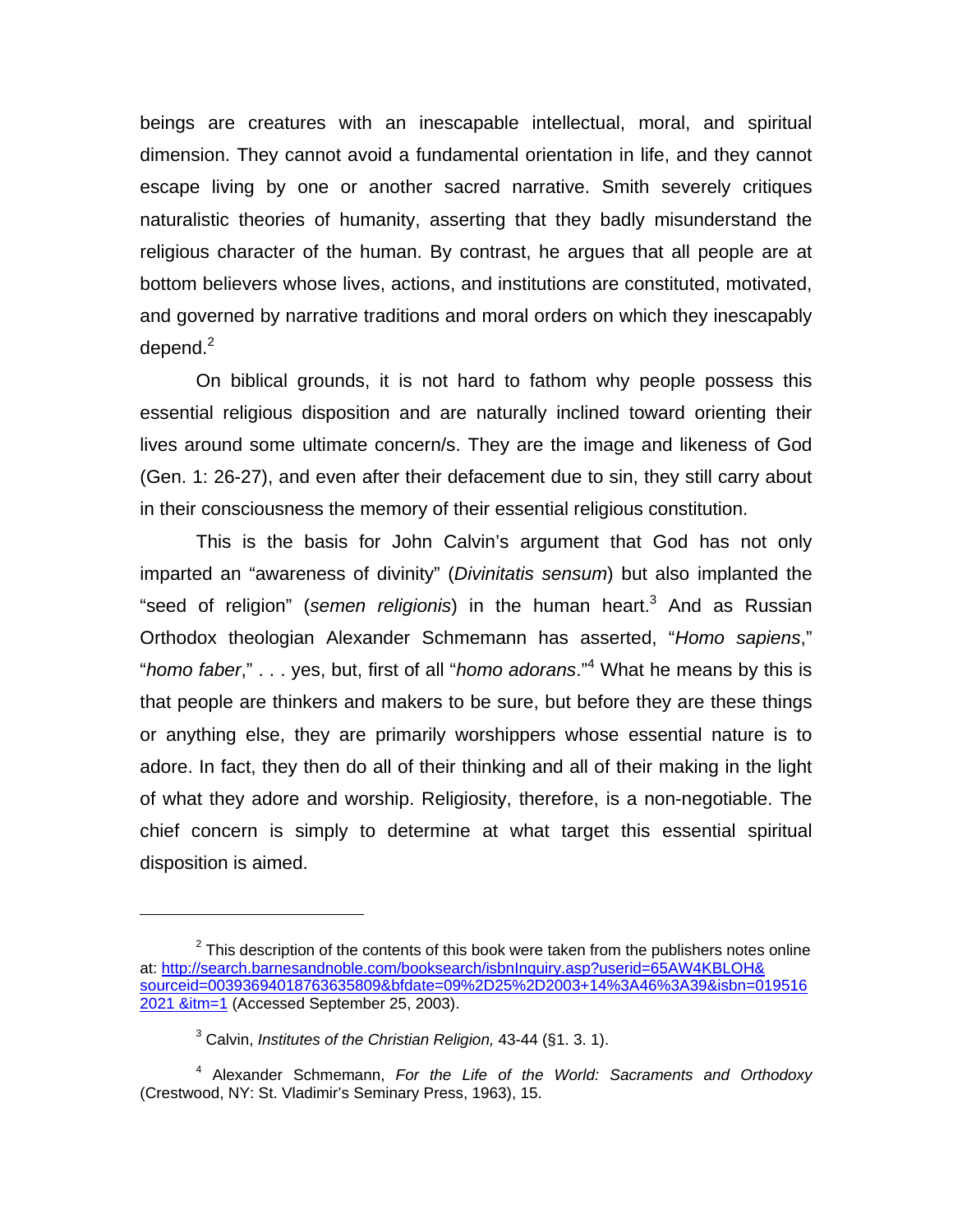beings are creatures with an inescapable intellectual, moral, and spiritual dimension. They cannot avoid a fundamental orientation in life, and they cannot escape living by one or another sacred narrative. Smith severely critiques naturalistic theories of humanity, asserting that they badly misunderstand the religious character of the human. By contrast, he argues that all people are at bottom believers whose lives, actions, and institutions are constituted, motivated, and governed by narrative traditions and moral orders on which they inescapably depend.[2]

On biblical grounds, it is not hard to fathom why people possess this essential religious disposition and are naturally inclined toward orienting their lives around some ultimate concern/s. They are the image and likeness of God (Gen. 1: 26-27), and even after their defacement due to sin, they still carry about in their consciousness the memory of their essential religious constitution.

This is the basis for John Calvin's argument that God has not only imparted an "awareness of divinity" (*Divinitatis sensum*) but also implanted the "seed of religion" (*semen religionis*) in the human heart.[3] And as Russian Orthodox theologian Alexander Schmemann has asserted, "*Homo sapiens*," "*homo faber*," . . . yes, but, first of all "*homo adorans*."[4] What he means by this is that people are thinkers and makers to be sure, but before they are these things or anything else, they are primarily worshippers whose essential nature is to adore. In fact, they then do all of their thinking and all of their making in the light of what they adore and worship. Religiosity, therefore, is a non-negotiable. The chief concern is simply to determine at what target this essential spiritual disposition is aimed.

---

[2] This description of the contents of this book were taken from the publishers notes online at: http://search.barnesandnoble.com/booksearch/isbnInquiry.asp?userid=65AW4KBLOH&sourceid=00393694018763635809&bfdate=09%2D25%2D2003+14%3A46%3A39&isbn=0195162021 &itm=1 (Accessed September 25, 2003).

[3] Calvin, *Institutes of the Christian Religion,* 43-44 (§1. 3. 1).

[4] Alexander Schmemann, *For the Life of the World: Sacraments and Orthodoxy* (Crestwood, NY: St. Vladimir's Seminary Press, 1963), 15.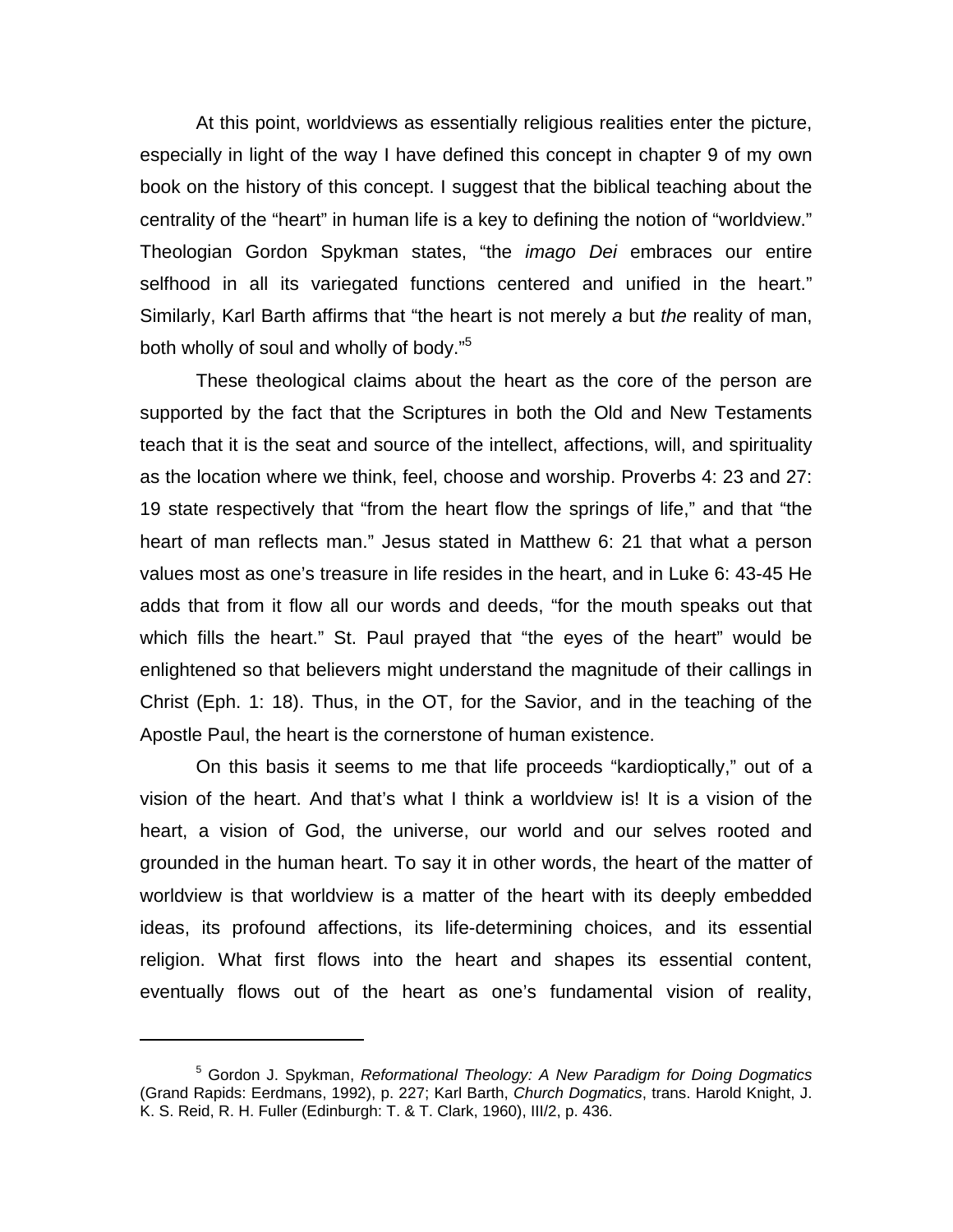At this point, worldviews as essentially religious realities enter the picture, especially in light of the way I have defined this concept in chapter 9 of my own book on the history of this concept. I suggest that the biblical teaching about the centrality of the "heart" in human life is a key to defining the notion of "worldview." Theologian Gordon Spykman states, "the *imago Dei* embraces our entire selfhood in all its variegated functions centered and unified in the heart." Similarly, Karl Barth affirms that "the heart is not merely *a* but *the* reality of man, both wholly of soul and wholly of body."[5]

These theological claims about the heart as the core of the person are supported by the fact that the Scriptures in both the Old and New Testaments teach that it is the seat and source of the intellect, affections, will, and spirituality as the location where we think, feel, choose and worship. Proverbs 4: 23 and 27: 19 state respectively that "from the heart flow the springs of life," and that "the heart of man reflects man." Jesus stated in Matthew 6: 21 that what a person values most as one's treasure in life resides in the heart, and in Luke 6: 43-45 He adds that from it flow all our words and deeds, "for the mouth speaks out that which fills the heart." St. Paul prayed that "the eyes of the heart" would be enlightened so that believers might understand the magnitude of their callings in Christ (Eph. 1: 18). Thus, in the OT, for the Savior, and in the teaching of the Apostle Paul, the heart is the cornerstone of human existence.

On this basis it seems to me that life proceeds "kardioptically," out of a vision of the heart. And that's what I think a worldview is! It is a vision of the heart, a vision of God, the universe, our world and our selves rooted and grounded in the human heart. To say it in other words, the heart of the matter of worldview is that worldview is a matter of the heart with its deeply embedded ideas, its profound affections, its life-determining choices, and its essential religion. What first flows into the heart and shapes its essential content, eventually flows out of the heart as one's fundamental vision of reality,

---

[5] Gordon J. Spykman, *Reformational Theology: A New Paradigm for Doing Dogmatics* (Grand Rapids: Eerdmans, 1992), p. 227; Karl Barth, *Church Dogmatics*, trans. Harold Knight, J. K. S. Reid, R. H. Fuller (Edinburgh: T. & T. Clark, 1960), III/2, p. 436.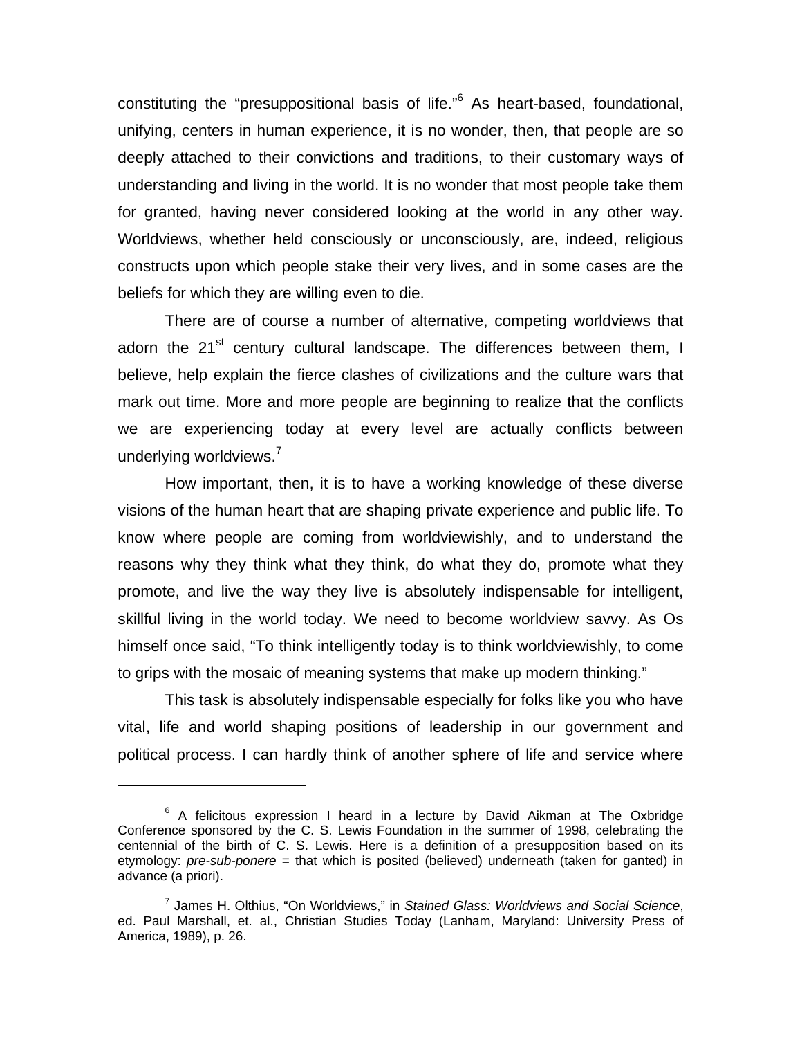constituting the “presuppositional basis of life.”[6] As heart-based, foundational, unifying, centers in human experience, it is no wonder, then, that people are so deeply attached to their convictions and traditions, to their customary ways of understanding and living in the world. It is no wonder that most people take them for granted, having never considered looking at the world in any other way. Worldviews, whether held consciously or unconsciously, are, indeed, religious constructs upon which people stake their very lives, and in some cases are the beliefs for which they are willing even to die.

There are of course a number of alternative, competing worldviews that adorn the 21st century cultural landscape. The differences between them, I believe, help explain the fierce clashes of civilizations and the culture wars that mark out time. More and more people are beginning to realize that the conflicts we are experiencing today at every level are actually conflicts between underlying worldviews.[7]

How important, then, it is to have a working knowledge of these diverse visions of the human heart that are shaping private experience and public life. To know where people are coming from worldviewishly, and to understand the reasons why they think what they think, do what they do, promote what they promote, and live the way they live is absolutely indispensable for intelligent, skillful living in the world today. We need to become worldview savvy. As Os himself once said, “To think intelligently today is to think worldviewishly, to come to grips with the mosaic of meaning systems that make up modern thinking.”

This task is absolutely indispensable especially for folks like you who have vital, life and world shaping positions of leadership in our government and political process. I can hardly think of another sphere of life and service where

---

[6] A felicitous expression I heard in a lecture by David Aikman at The Oxbridge Conference sponsored by the C. S. Lewis Foundation in the summer of 1998, celebrating the centennial of the birth of C. S. Lewis. Here is a definition of a presupposition based on its etymology: *pre-sub-ponere* = that which is posited (believed) underneath (taken for ganted) in advance (a priori).

[7] James H. Olthius, “On Worldviews,” in *Stained Glass: Worldviews and Social Science*, ed. Paul Marshall, et. al., Christian Studies Today (Lanham, Maryland: University Press of America, 1989), p. 26.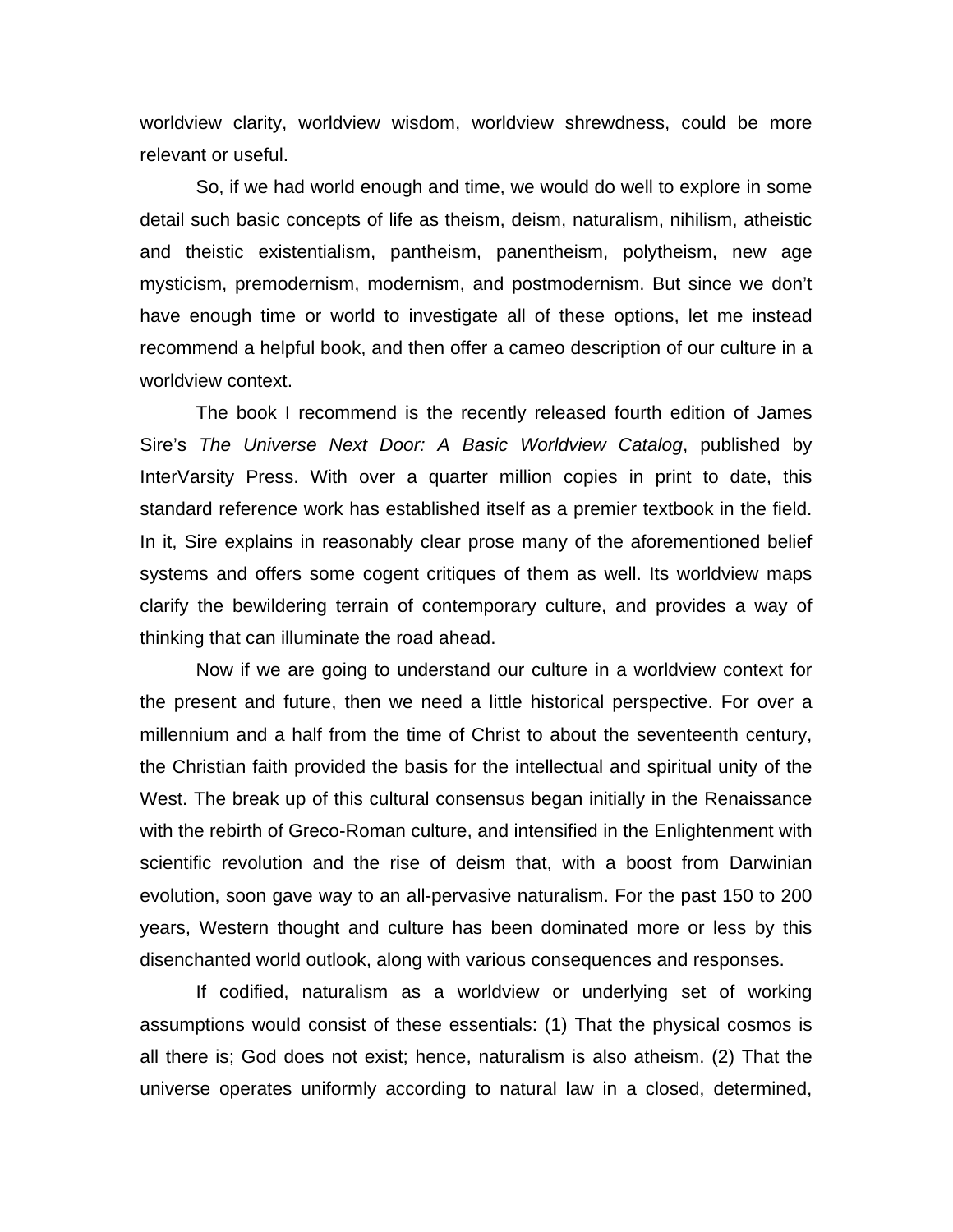worldview clarity, worldview wisdom, worldview shrewdness, could be more relevant or useful.

So, if we had world enough and time, we would do well to explore in some detail such basic concepts of life as theism, deism, naturalism, nihilism, atheistic and theistic existentialism, pantheism, panentheism, polytheism, new age mysticism, premodernism, modernism, and postmodernism. But since we don't have enough time or world to investigate all of these options, let me instead recommend a helpful book, and then offer a cameo description of our culture in a worldview context.

The book I recommend is the recently released fourth edition of James Sire's *The Universe Next Door: A Basic Worldview Catalog*, published by InterVarsity Press. With over a quarter million copies in print to date, this standard reference work has established itself as a premier textbook in the field. In it, Sire explains in reasonably clear prose many of the aforementioned belief systems and offers some cogent critiques of them as well. Its worldview maps clarify the bewildering terrain of contemporary culture, and provides a way of thinking that can illuminate the road ahead.

Now if we are going to understand our culture in a worldview context for the present and future, then we need a little historical perspective. For over a millennium and a half from the time of Christ to about the seventeenth century, the Christian faith provided the basis for the intellectual and spiritual unity of the West. The break up of this cultural consensus began initially in the Renaissance with the rebirth of Greco-Roman culture, and intensified in the Enlightenment with scientific revolution and the rise of deism that, with a boost from Darwinian evolution, soon gave way to an all-pervasive naturalism. For the past 150 to 200 years, Western thought and culture has been dominated more or less by this disenchanted world outlook, along with various consequences and responses.

If codified, naturalism as a worldview or underlying set of working assumptions would consist of these essentials: (1) That the physical cosmos is all there is; God does not exist; hence, naturalism is also atheism. (2) That the universe operates uniformly according to natural law in a closed, determined,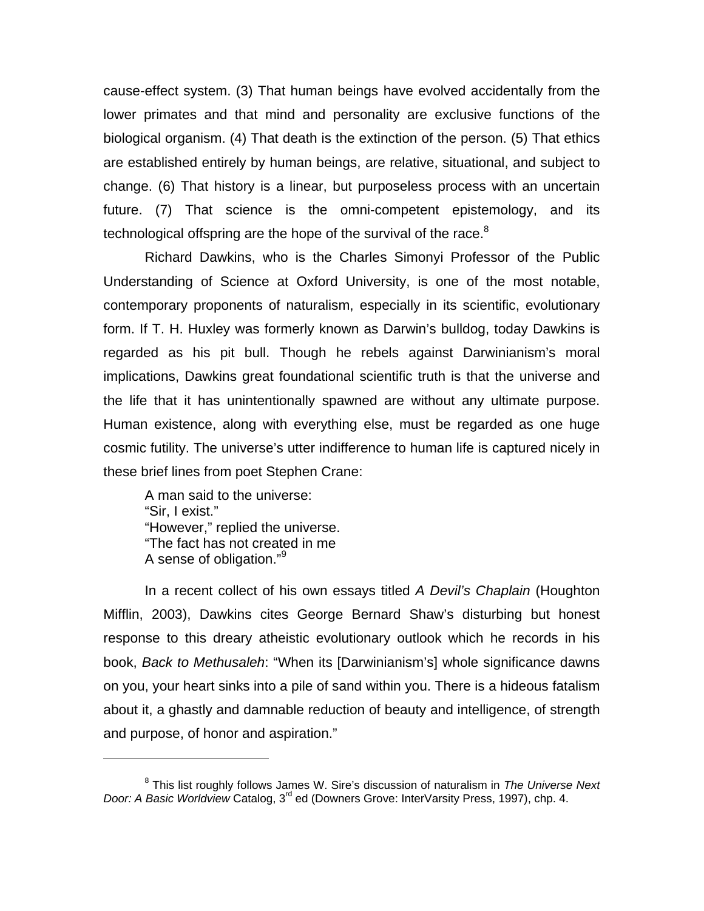cause-effect system. (3) That human beings have evolved accidentally from the lower primates and that mind and personality are exclusive functions of the biological organism. (4) That death is the extinction of the person. (5) That ethics are established entirely by human beings, are relative, situational, and subject to change. (6) That history is a linear, but purposeless process with an uncertain future. (7) That science is the omni-competent epistemology, and its technological offspring are the hope of the survival of the race.[8]

Richard Dawkins, who is the Charles Simonyi Professor of the Public Understanding of Science at Oxford University, is one of the most notable, contemporary proponents of naturalism, especially in its scientific, evolutionary form. If T. H. Huxley was formerly known as Darwin's bulldog, today Dawkins is regarded as his pit bull. Though he rebels against Darwinianism's moral implications, Dawkins great foundational scientific truth is that the universe and the life that it has unintentionally spawned are without any ultimate purpose. Human existence, along with everything else, must be regarded as one huge cosmic futility. The universe's utter indifference to human life is captured nicely in these brief lines from poet Stephen Crane:

> A man said to the universe:
> "Sir, I exist."
> "However," replied the universe.
> "The fact has not created in me
> A sense of obligation."[9]

In a recent collect of his own essays titled *A Devil's Chaplain* (Houghton Mifflin, 2003), Dawkins cites George Bernard Shaw's disturbing but honest response to this dreary atheistic evolutionary outlook which he records in his book, *Back to Methusaleh*: "When its [Darwinianism's] whole significance dawns on you, your heart sinks into a pile of sand within you. There is a hideous fatalism about it, a ghastly and damnable reduction of beauty and intelligence, of strength and purpose, of honor and aspiration."

---

[8] This list roughly follows James W. Sire's discussion of naturalism in *The Universe Next Door: A Basic Worldview* Catalog, 3rd ed (Downers Grove: InterVarsity Press, 1997), chp. 4.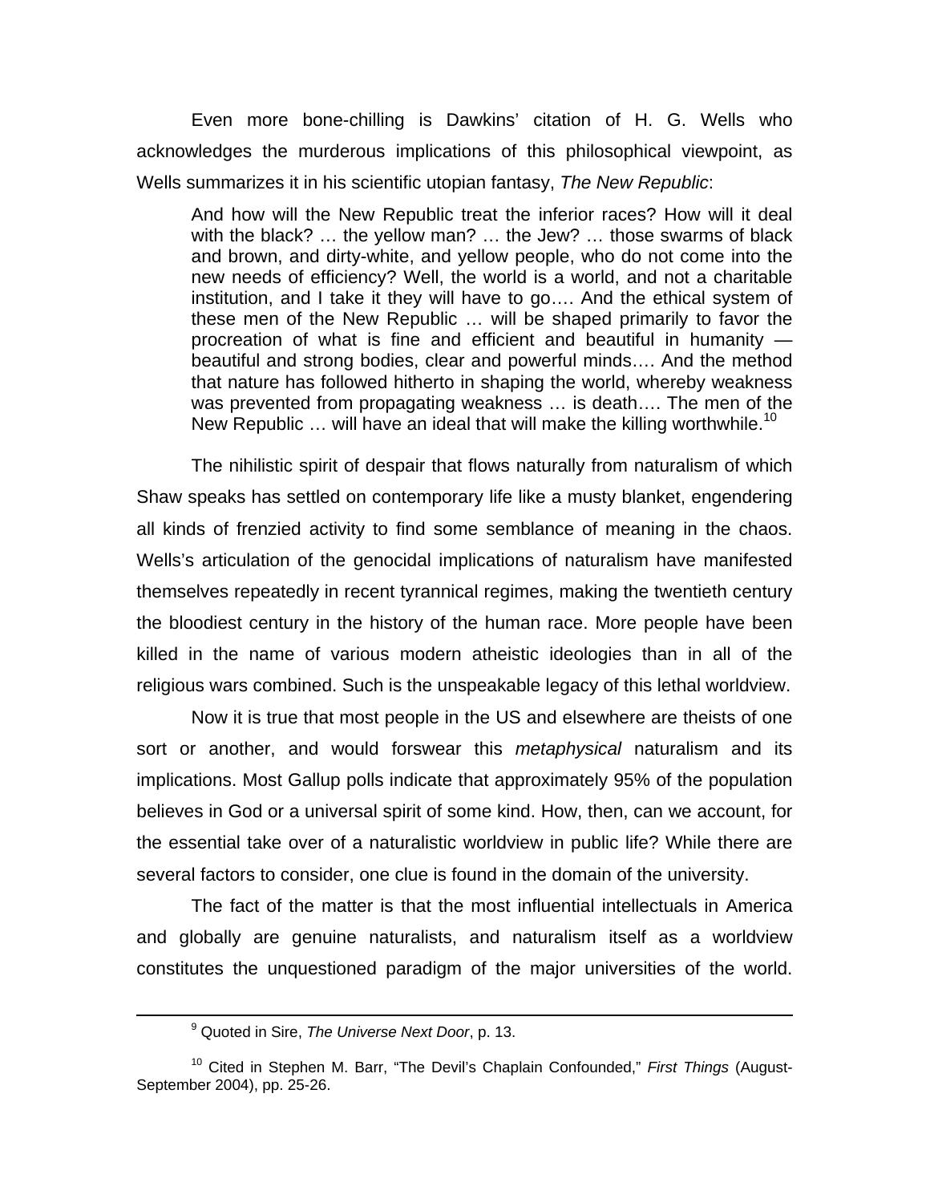Even more bone-chilling is Dawkins' citation of H. G. Wells who acknowledges the murderous implications of this philosophical viewpoint, as Wells summarizes it in his scientific utopian fantasy, *The New Republic*:

> And how will the New Republic treat the inferior races? How will it deal with the black? … the yellow man? … the Jew? … those swarms of black and brown, and dirty-white, and yellow people, who do not come into the new needs of efficiency? Well, the world is a world, and not a charitable institution, and I take it they will have to go…. And the ethical system of these men of the New Republic … will be shaped primarily to favor the procreation of what is fine and efficient and beautiful in humanity — beautiful and strong bodies, clear and powerful minds…. And the method that nature has followed hitherto in shaping the world, whereby weakness was prevented from propagating weakness … is death…. The men of the New Republic … will have an ideal that will make the killing worthwhile.[10]

The nihilistic spirit of despair that flows naturally from naturalism of which Shaw speaks has settled on contemporary life like a musty blanket, engendering all kinds of frenzied activity to find some semblance of meaning in the chaos. Wells's articulation of the genocidal implications of naturalism have manifested themselves repeatedly in recent tyrannical regimes, making the twentieth century the bloodiest century in the history of the human race. More people have been killed in the name of various modern atheistic ideologies than in all of the religious wars combined. Such is the unspeakable legacy of this lethal worldview.

Now it is true that most people in the US and elsewhere are theists of one sort or another, and would forswear this *metaphysical* naturalism and its implications. Most Gallup polls indicate that approximately 95% of the population believes in God or a universal spirit of some kind. How, then, can we account, for the essential take over of a naturalistic worldview in public life? While there are several factors to consider, one clue is found in the domain of the university.

The fact of the matter is that the most influential intellectuals in America and globally are genuine naturalists, and naturalism itself as a worldview constitutes the unquestioned paradigm of the major universities of the world.

---

[9] Quoted in Sire, *The Universe Next Door*, p. 13.

[10] Cited in Stephen M. Barr, "The Devil's Chaplain Confounded," *First Things* (August-September 2004), pp. 25-26.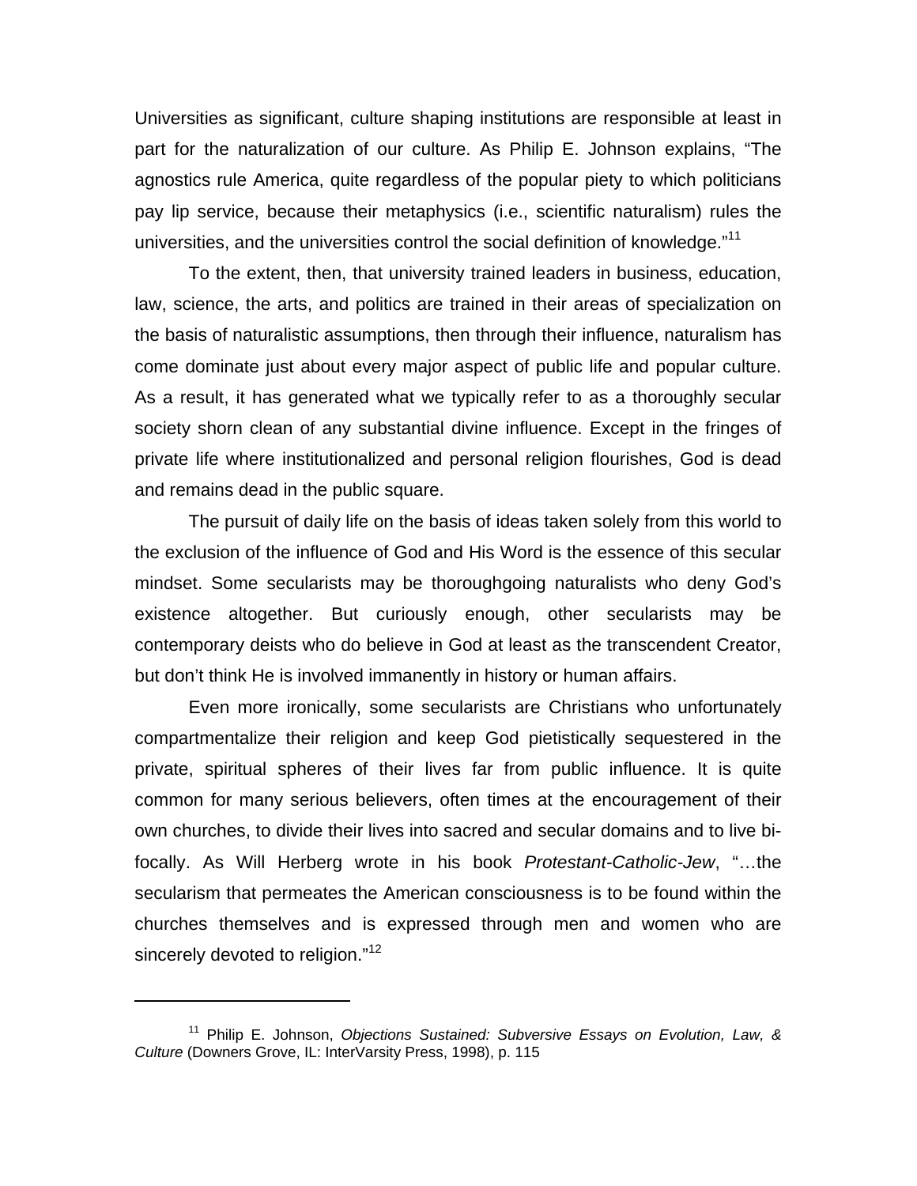Universities as significant, culture shaping institutions are responsible at least in part for the naturalization of our culture. As Philip E. Johnson explains, "The agnostics rule America, quite regardless of the popular piety to which politicians pay lip service, because their metaphysics (i.e., scientific naturalism) rules the universities, and the universities control the social definition of knowledge."[11]

To the extent, then, that university trained leaders in business, education, law, science, the arts, and politics are trained in their areas of specialization on the basis of naturalistic assumptions, then through their influence, naturalism has come dominate just about every major aspect of public life and popular culture. As a result, it has generated what we typically refer to as a thoroughly secular society shorn clean of any substantial divine influence. Except in the fringes of private life where institutionalized and personal religion flourishes, God is dead and remains dead in the public square.

The pursuit of daily life on the basis of ideas taken solely from this world to the exclusion of the influence of God and His Word is the essence of this secular mindset. Some secularists may be thoroughgoing naturalists who deny God's existence altogether. But curiously enough, other secularists may be contemporary deists who do believe in God at least as the transcendent Creator, but don't think He is involved immanently in history or human affairs.

Even more ironically, some secularists are Christians who unfortunately compartmentalize their religion and keep God pietistically sequestered in the private, spiritual spheres of their lives far from public influence. It is quite common for many serious believers, often times at the encouragement of their own churches, to divide their lives into sacred and secular domains and to live bi-focally. As Will Herberg wrote in his book *Protestant-Catholic-Jew*, "…the secularism that permeates the American consciousness is to be found within the churches themselves and is expressed through men and women who are sincerely devoted to religion."[12]

---

[11] Philip E. Johnson, *Objections Sustained: Subversive Essays on Evolution, Law, & Culture* (Downers Grove, IL: InterVarsity Press, 1998), p. 115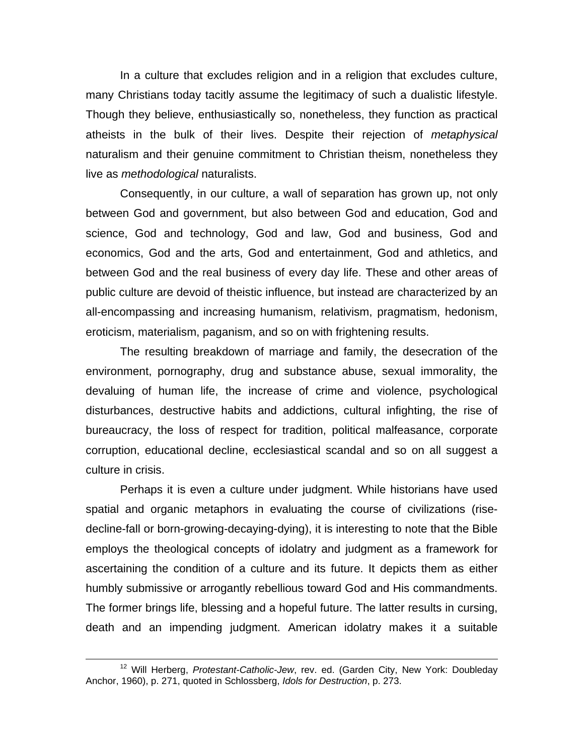In a culture that excludes religion and in a religion that excludes culture, many Christians today tacitly assume the legitimacy of such a dualistic lifestyle. Though they believe, enthusiastically so, nonetheless, they function as practical atheists in the bulk of their lives. Despite their rejection of *metaphysical* naturalism and their genuine commitment to Christian theism, nonetheless they live as *methodological* naturalists.

Consequently, in our culture, a wall of separation has grown up, not only between God and government, but also between God and education, God and science, God and technology, God and law, God and business, God and economics, God and the arts, God and entertainment, God and athletics, and between God and the real business of every day life. These and other areas of public culture are devoid of theistic influence, but instead are characterized by an all-encompassing and increasing humanism, relativism, pragmatism, hedonism, eroticism, materialism, paganism, and so on with frightening results.

The resulting breakdown of marriage and family, the desecration of the environment, pornography, drug and substance abuse, sexual immorality, the devaluing of human life, the increase of crime and violence, psychological disturbances, destructive habits and addictions, cultural infighting, the rise of bureaucracy, the loss of respect for tradition, political malfeasance, corporate corruption, educational decline, ecclesiastical scandal and so on all suggest a culture in crisis.

Perhaps it is even a culture under judgment. While historians have used spatial and organic metaphors in evaluating the course of civilizations (rise-decline-fall or born-growing-decaying-dying), it is interesting to note that the Bible employs the theological concepts of idolatry and judgment as a framework for ascertaining the condition of a culture and its future. It depicts them as either humbly submissive or arrogantly rebellious toward God and His commandments. The former brings life, blessing and a hopeful future. The latter results in cursing, death and an impending judgment. American idolatry makes it a suitable

---

[12] Will Herberg, *Protestant-Catholic-Jew*, rev. ed. (Garden City, New York: Doubleday Anchor, 1960), p. 271, quoted in Schlossberg, *Idols for Destruction*, p. 273.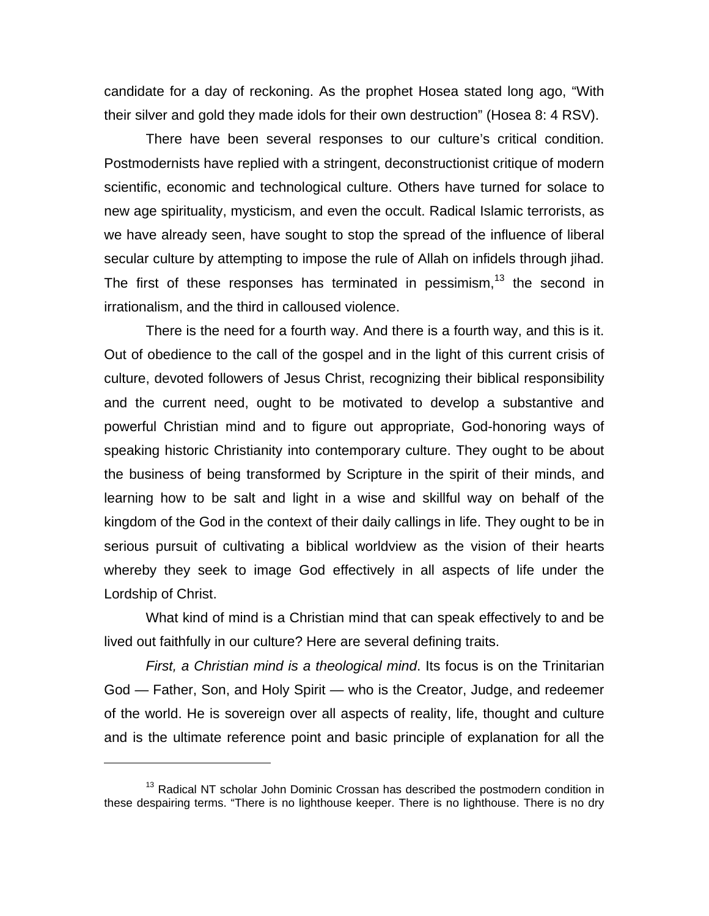candidate for a day of reckoning. As the prophet Hosea stated long ago, "With their silver and gold they made idols for their own destruction" (Hosea 8: 4 RSV).

There have been several responses to our culture's critical condition. Postmodernists have replied with a stringent, deconstructionist critique of modern scientific, economic and technological culture. Others have turned for solace to new age spirituality, mysticism, and even the occult. Radical Islamic terrorists, as we have already seen, have sought to stop the spread of the influence of liberal secular culture by attempting to impose the rule of Allah on infidels through jihad. The first of these responses has terminated in pessimism,[13] the second in irrationalism, and the third in calloused violence.

There is the need for a fourth way. And there is a fourth way, and this is it. Out of obedience to the call of the gospel and in the light of this current crisis of culture, devoted followers of Jesus Christ, recognizing their biblical responsibility and the current need, ought to be motivated to develop a substantive and powerful Christian mind and to figure out appropriate, God-honoring ways of speaking historic Christianity into contemporary culture. They ought to be about the business of being transformed by Scripture in the spirit of their minds, and learning how to be salt and light in a wise and skillful way on behalf of the kingdom of the God in the context of their daily callings in life. They ought to be in serious pursuit of cultivating a biblical worldview as the vision of their hearts whereby they seek to image God effectively in all aspects of life under the Lordship of Christ.

What kind of mind is a Christian mind that can speak effectively to and be lived out faithfully in our culture? Here are several defining traits.

*First, a Christian mind is a theological mind*. Its focus is on the Trinitarian God — Father, Son, and Holy Spirit — who is the Creator, Judge, and redeemer of the world. He is sovereign over all aspects of reality, life, thought and culture and is the ultimate reference point and basic principle of explanation for all the

---

[13] Radical NT scholar John Dominic Crossan has described the postmodern condition in these despairing terms. "There is no lighthouse keeper. There is no lighthouse. There is no dry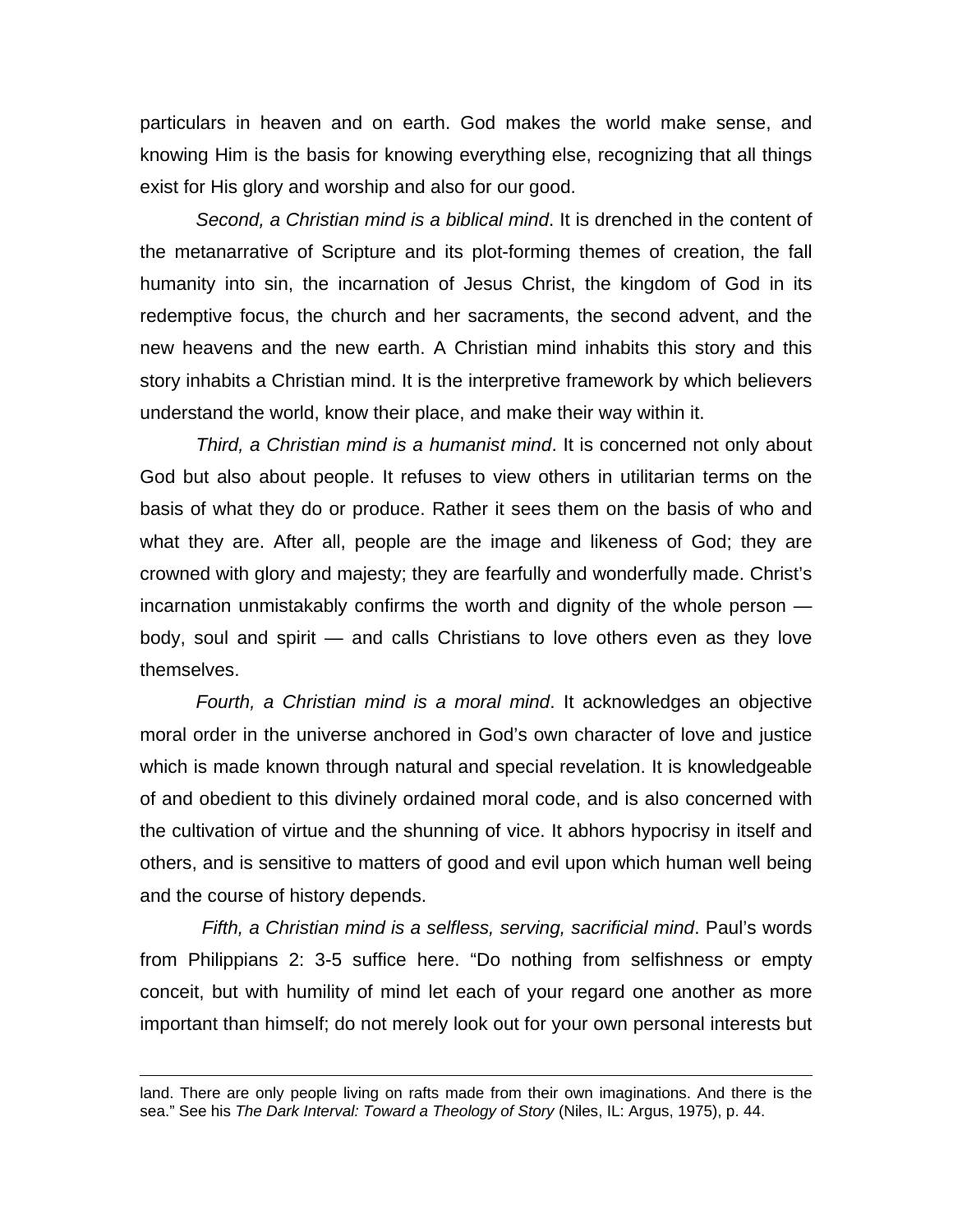particulars in heaven and on earth. God makes the world make sense, and knowing Him is the basis for knowing everything else, recognizing that all things exist for His glory and worship and also for our good.

*Second, a Christian mind is a biblical mind*. It is drenched in the content of the metanarrative of Scripture and its plot-forming themes of creation, the fall humanity into sin, the incarnation of Jesus Christ, the kingdom of God in its redemptive focus, the church and her sacraments, the second advent, and the new heavens and the new earth. A Christian mind inhabits this story and this story inhabits a Christian mind. It is the interpretive framework by which believers understand the world, know their place, and make their way within it.

*Third, a Christian mind is a humanist mind*. It is concerned not only about God but also about people. It refuses to view others in utilitarian terms on the basis of what they do or produce. Rather it sees them on the basis of who and what they are. After all, people are the image and likeness of God; they are crowned with glory and majesty; they are fearfully and wonderfully made. Christ's incarnation unmistakably confirms the worth and dignity of the whole person — body, soul and spirit — and calls Christians to love others even as they love themselves.

*Fourth, a Christian mind is a moral mind*. It acknowledges an objective moral order in the universe anchored in God's own character of love and justice which is made known through natural and special revelation. It is knowledgeable of and obedient to this divinely ordained moral code, and is also concerned with the cultivation of virtue and the shunning of vice. It abhors hypocrisy in itself and others, and is sensitive to matters of good and evil upon which human well being and the course of history depends.

*Fifth, a Christian mind is a selfless, serving, sacrificial mind*. Paul's words from Philippians 2: 3-5 suffice here. "Do nothing from selfishness or empty conceit, but with humility of mind let each of your regard one another as more important than himself; do not merely look out for your own personal interests but

---

land. There are only people living on rafts made from their own imaginations. And there is the sea." See his *The Dark Interval: Toward a Theology of Story* (Niles, IL: Argus, 1975), p. 44.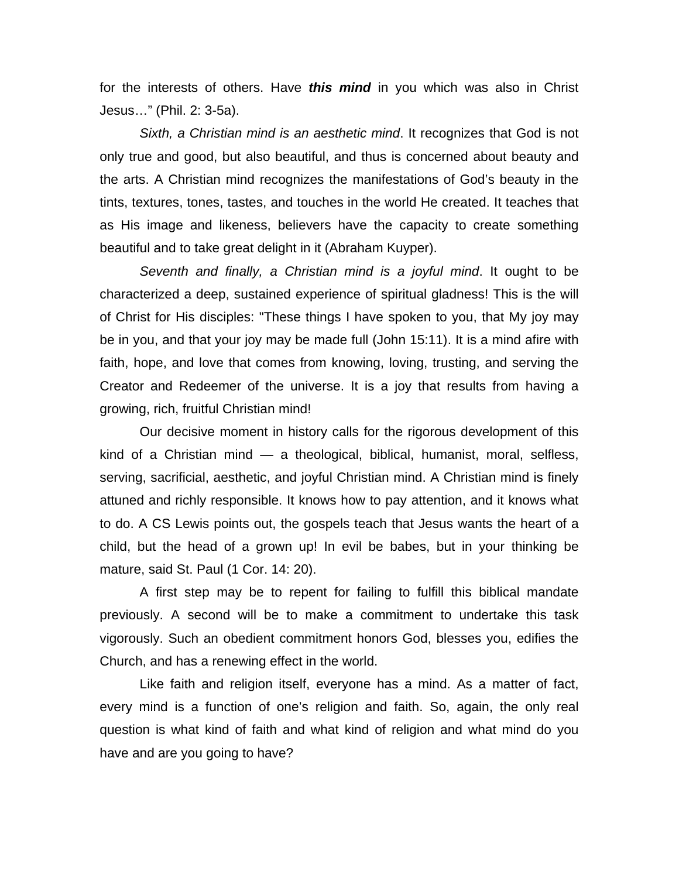for the interests of others. Have ***this mind*** in you which was also in Christ Jesus…" (Phil. 2: 3-5a).

*Sixth, a Christian mind is an aesthetic mind*. It recognizes that God is not only true and good, but also beautiful, and thus is concerned about beauty and the arts. A Christian mind recognizes the manifestations of God's beauty in the tints, textures, tones, tastes, and touches in the world He created. It teaches that as His image and likeness, believers have the capacity to create something beautiful and to take great delight in it (Abraham Kuyper).

*Seventh and finally, a Christian mind is a joyful mind*. It ought to be characterized a deep, sustained experience of spiritual gladness! This is the will of Christ for His disciples: "These things I have spoken to you, that My joy may be in you, and that your joy may be made full (John 15:11). It is a mind afire with faith, hope, and love that comes from knowing, loving, trusting, and serving the Creator and Redeemer of the universe. It is a joy that results from having a growing, rich, fruitful Christian mind!

Our decisive moment in history calls for the rigorous development of this kind of a Christian mind — a theological, biblical, humanist, moral, selfless, serving, sacrificial, aesthetic, and joyful Christian mind. A Christian mind is finely attuned and richly responsible. It knows how to pay attention, and it knows what to do. A CS Lewis points out, the gospels teach that Jesus wants the heart of a child, but the head of a grown up! In evil be babes, but in your thinking be mature, said St. Paul (1 Cor. 14: 20).

A first step may be to repent for failing to fulfill this biblical mandate previously. A second will be to make a commitment to undertake this task vigorously. Such an obedient commitment honors God, blesses you, edifies the Church, and has a renewing effect in the world.

Like faith and religion itself, everyone has a mind. As a matter of fact, every mind is a function of one's religion and faith. So, again, the only real question is what kind of faith and what kind of religion and what mind do you have and are you going to have?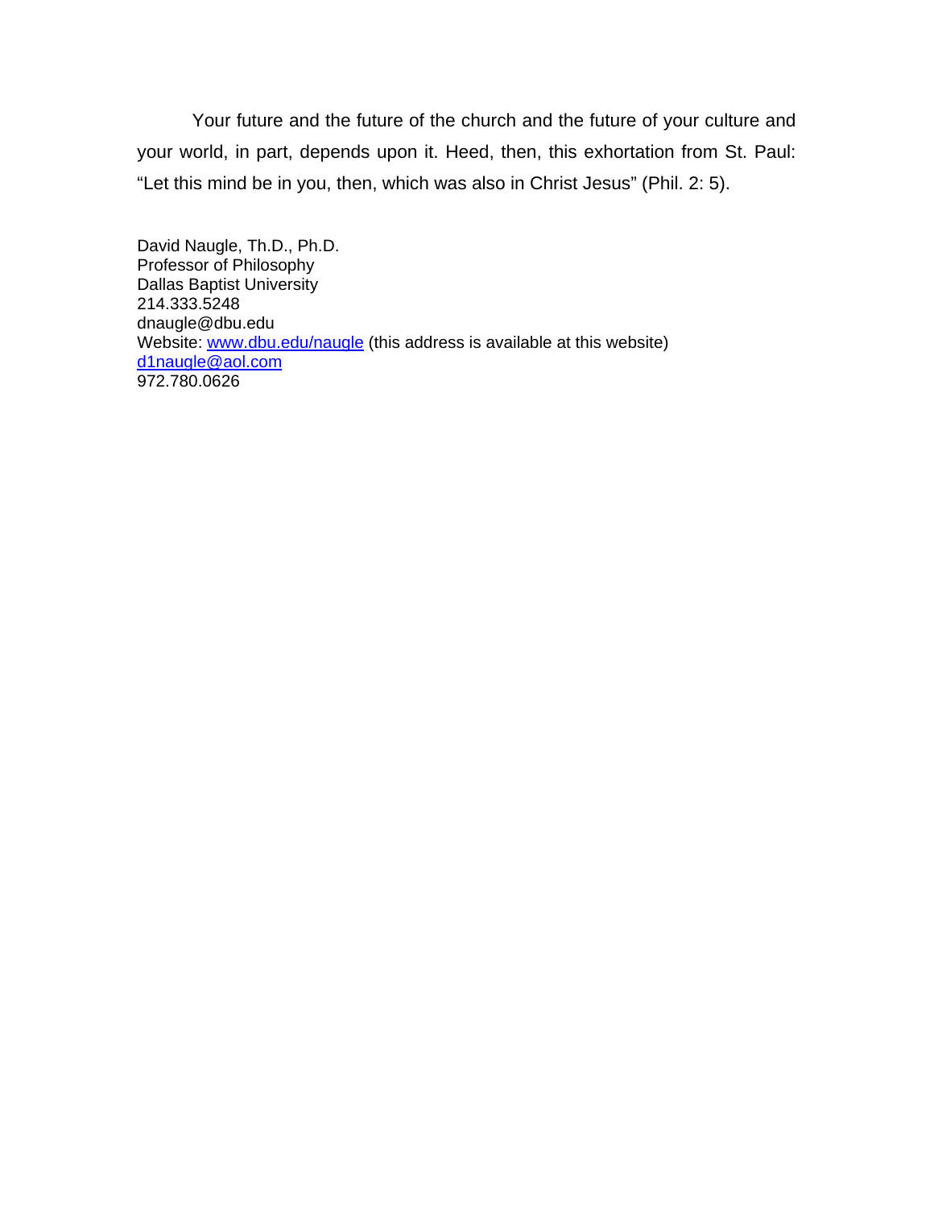Your future and the future of the church and the future of your culture and your world, in part, depends upon it. Heed, then, this exhortation from St. Paul: "Let this mind be in you, then, which was also in Christ Jesus" (Phil. 2: 5).

David Naugle, Th.D., Ph.D.
Professor of Philosophy
Dallas Baptist University
214.333.5248
dnaugle@dbu.edu
Website: www.dbu.edu/naugle (this address is available at this website)
d1naugle@aol.com
972.780.0626